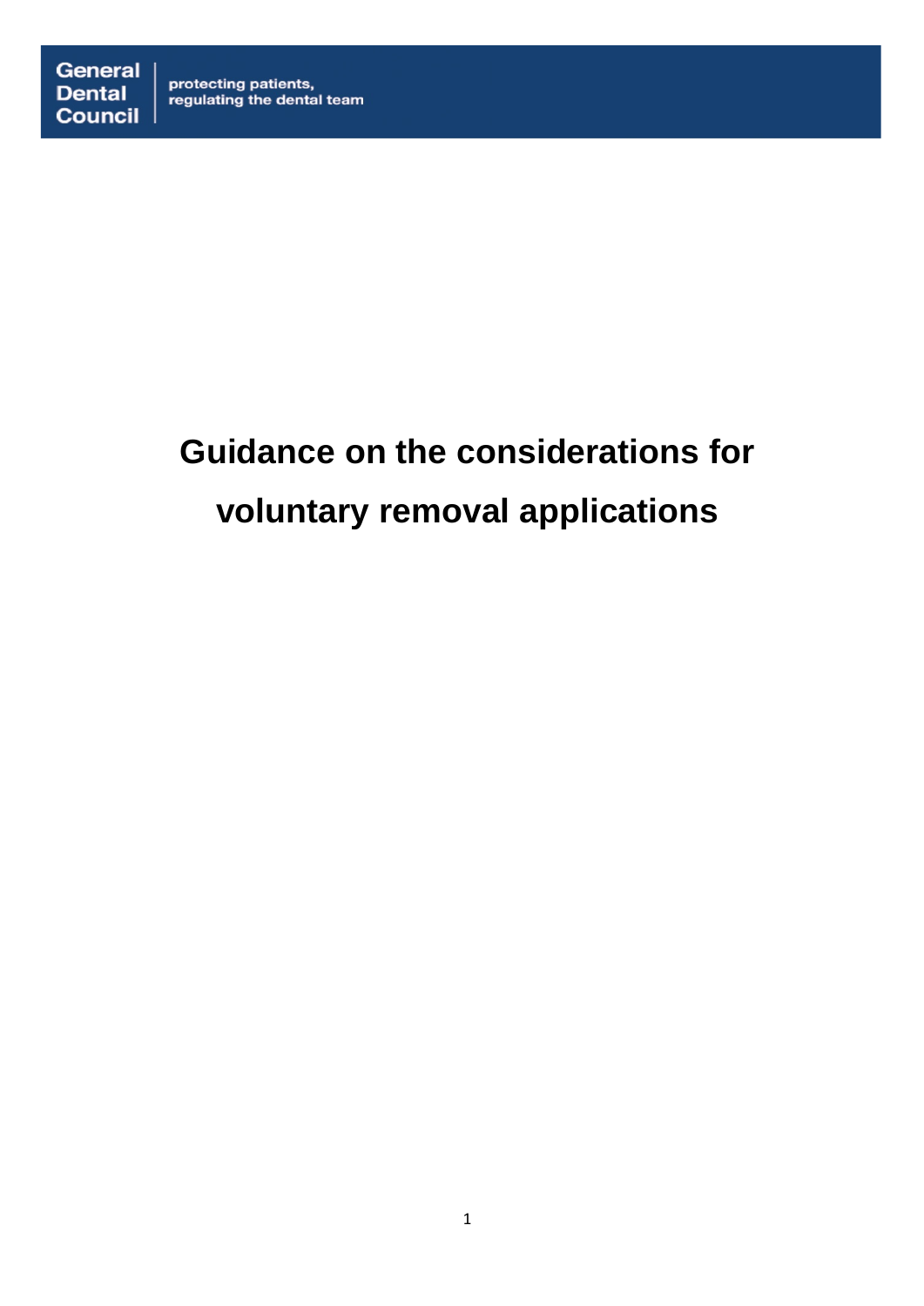General Dental Council | protecting patients, regulating the dental team

# Guidance on the considerations for voluntary removal applications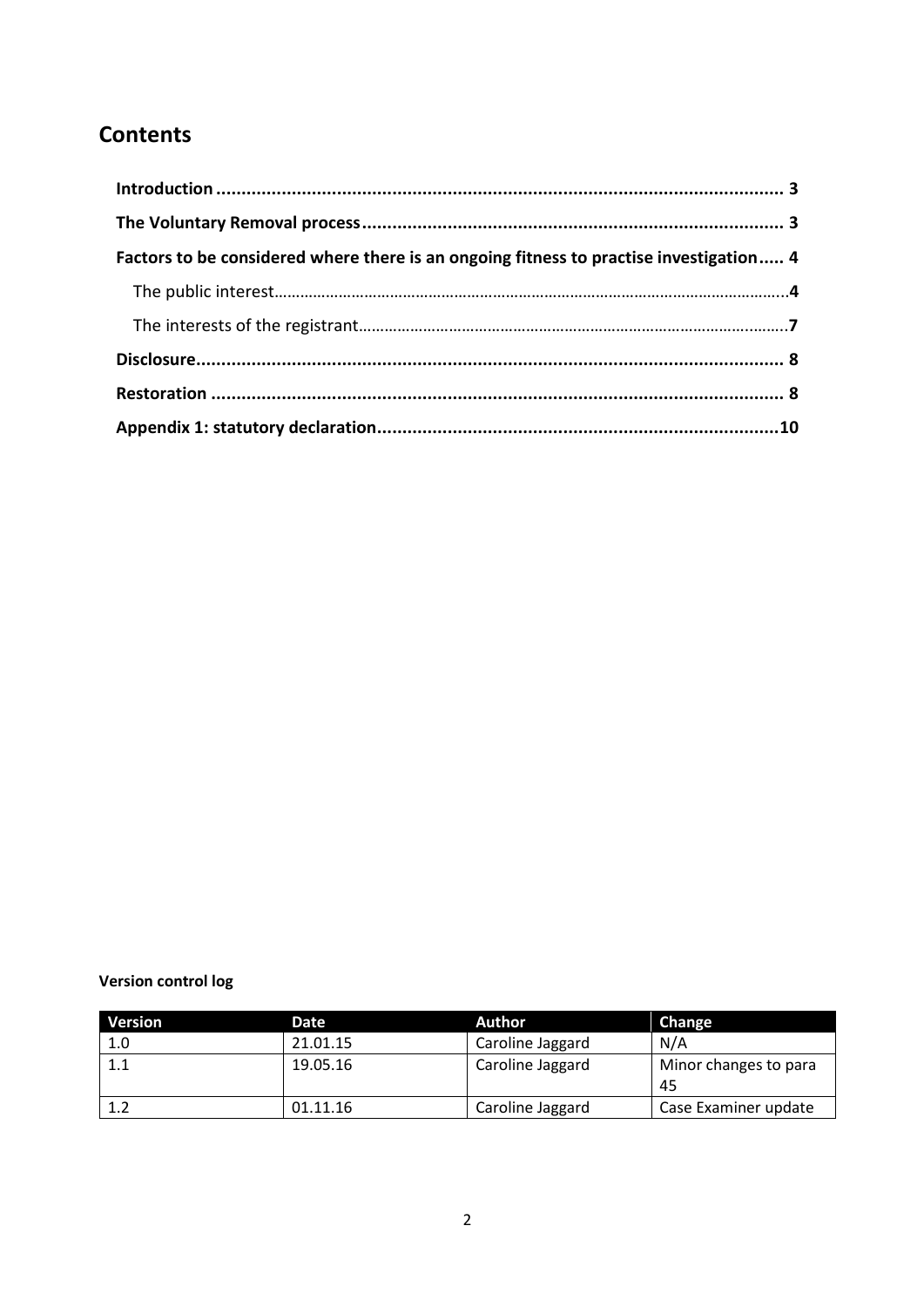## Contents

- **Introduction** ... 3
- **The Voluntary Removal process** ... 3
- **Factors to be considered where there is an ongoing fitness to practise investigation** ... 4
  - The public interest ... 4
  - The interests of the registrant ... 7
- **Disclosure** ... 8
- **Restoration** ... 8
- **Appendix 1: statutory declaration** ... 10

**Version control log**

| Version | Date | Author | Change |
|---|---|---|---|
| 1.0 | 21.01.15 | Caroline Jaggard | N/A |
| 1.1 | 19.05.16 | Caroline Jaggard | Minor changes to para 45 |
| 1.2 | 01.11.16 | Caroline Jaggard | Case Examiner update |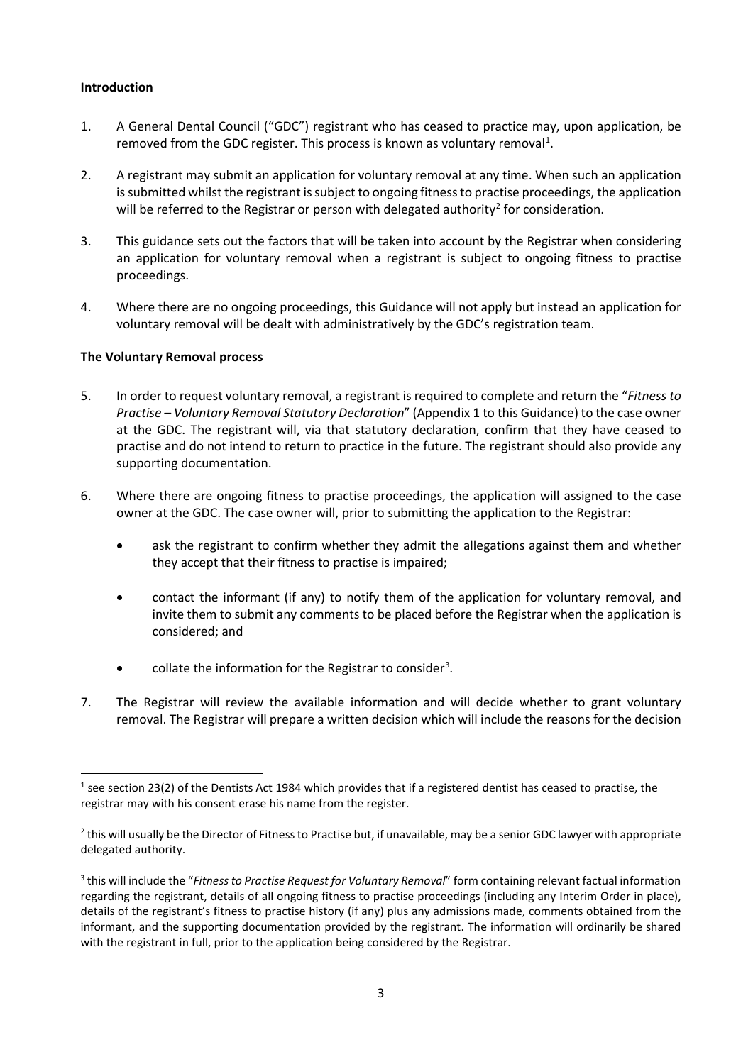**Introduction**

1. A General Dental Council ("GDC") registrant who has ceased to practice may, upon application, be removed from the GDC register. This process is known as voluntary removal[1].

2. A registrant may submit an application for voluntary removal at any time. When such an application is submitted whilst the registrant is subject to ongoing fitness to practise proceedings, the application will be referred to the Registrar or person with delegated authority[2] for consideration.

3. This guidance sets out the factors that will be taken into account by the Registrar when considering an application for voluntary removal when a registrant is subject to ongoing fitness to practise proceedings.

4. Where there are no ongoing proceedings, this Guidance will not apply but instead an application for voluntary removal will be dealt with administratively by the GDC's registration team.

**The Voluntary Removal process**

5. In order to request voluntary removal, a registrant is required to complete and return the "*Fitness to Practise – Voluntary Removal Statutory Declaration*" (Appendix 1 to this Guidance) to the case owner at the GDC. The registrant will, via that statutory declaration, confirm that they have ceased to practise and do not intend to return to practice in the future. The registrant should also provide any supporting documentation.

6. Where there are ongoing fitness to practise proceedings, the application will assigned to the case owner at the GDC. The case owner will, prior to submitting the application to the Registrar:

   - ask the registrant to confirm whether they admit the allegations against them and whether they accept that their fitness to practise is impaired;

   - contact the informant (if any) to notify them of the application for voluntary removal, and invite them to submit any comments to be placed before the Registrar when the application is considered; and

   - collate the information for the Registrar to consider[3].

7. The Registrar will review the available information and will decide whether to grant voluntary removal. The Registrar will prepare a written decision which will include the reasons for the decision

---

[1] see section 23(2) of the Dentists Act 1984 which provides that if a registered dentist has ceased to practise, the registrar may with his consent erase his name from the register.

[2] this will usually be the Director of Fitness to Practise but, if unavailable, may be a senior GDC lawyer with appropriate delegated authority.

[3] this will include the "*Fitness to Practise Request for Voluntary Removal*" form containing relevant factual information regarding the registrant, details of all ongoing fitness to practise proceedings (including any Interim Order in place), details of the registrant's fitness to practise history (if any) plus any admissions made, comments obtained from the informant, and the supporting documentation provided by the registrant. The information will ordinarily be shared with the registrant in full, prior to the application being considered by the Registrar.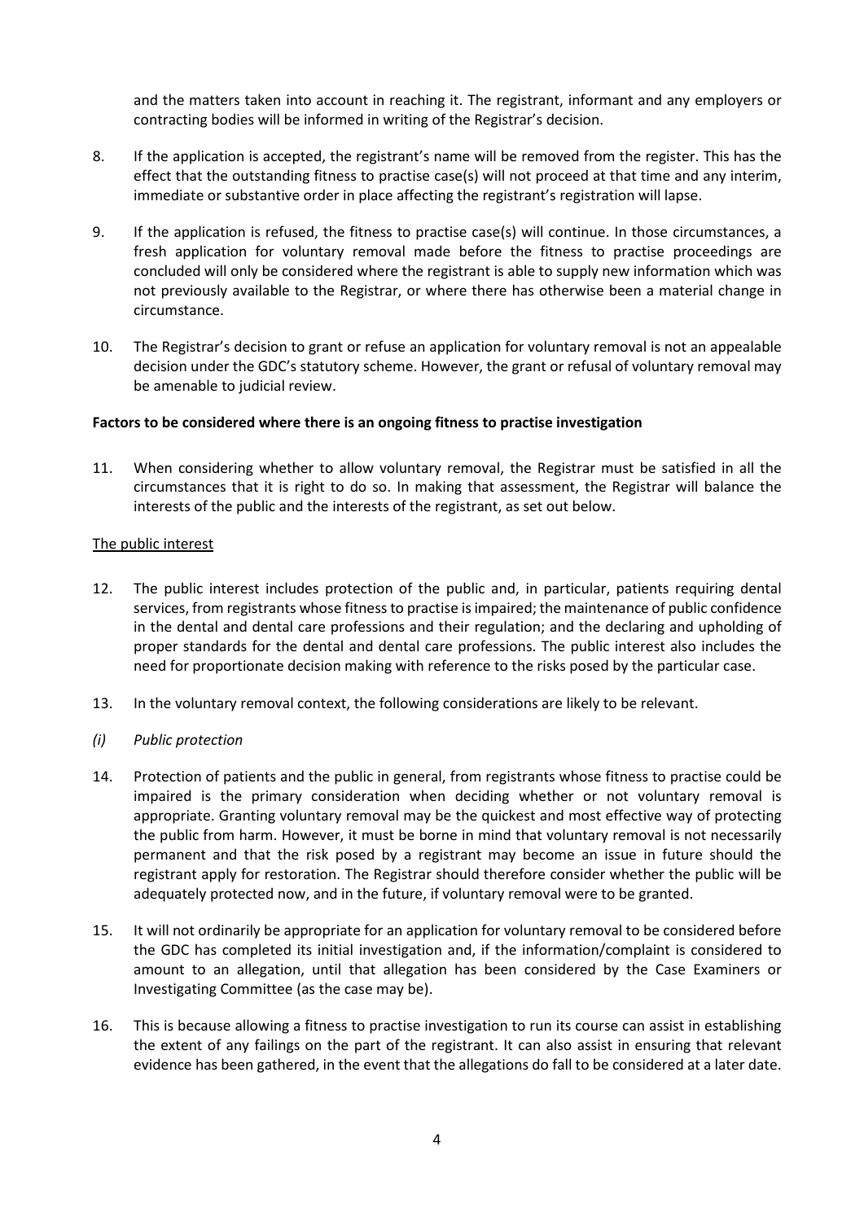and the matters taken into account in reaching it. The registrant, informant and any employers or contracting bodies will be informed in writing of the Registrar's decision.

8. If the application is accepted, the registrant's name will be removed from the register. This has the effect that the outstanding fitness to practise case(s) will not proceed at that time and any interim, immediate or substantive order in place affecting the registrant's registration will lapse.

9. If the application is refused, the fitness to practise case(s) will continue. In those circumstances, a fresh application for voluntary removal made before the fitness to practise proceedings are concluded will only be considered where the registrant is able to supply new information which was not previously available to the Registrar, or where there has otherwise been a material change in circumstance.

10. The Registrar's decision to grant or refuse an application for voluntary removal is not an appealable decision under the GDC's statutory scheme. However, the grant or refusal of voluntary removal may be amenable to judicial review.

**Factors to be considered where there is an ongoing fitness to practise investigation**

11. When considering whether to allow voluntary removal, the Registrar must be satisfied in all the circumstances that it is right to do so. In making that assessment, the Registrar will balance the interests of the public and the interests of the registrant, as set out below.

<u>The public interest</u>

12. The public interest includes protection of the public and, in particular, patients requiring dental services, from registrants whose fitness to practise is impaired; the maintenance of public confidence in the dental and dental care professions and their regulation; and the declaring and upholding of proper standards for the dental and dental care professions. The public interest also includes the need for proportionate decision making with reference to the risks posed by the particular case.

13. In the voluntary removal context, the following considerations are likely to be relevant.

*(i) Public protection*

14. Protection of patients and the public in general, from registrants whose fitness to practise could be impaired is the primary consideration when deciding whether or not voluntary removal is appropriate. Granting voluntary removal may be the quickest and most effective way of protecting the public from harm. However, it must be borne in mind that voluntary removal is not necessarily permanent and that the risk posed by a registrant may become an issue in future should the registrant apply for restoration. The Registrar should therefore consider whether the public will be adequately protected now, and in the future, if voluntary removal were to be granted.

15. It will not ordinarily be appropriate for an application for voluntary removal to be considered before the GDC has completed its initial investigation and, if the information/complaint is considered to amount to an allegation, until that allegation has been considered by the Case Examiners or Investigating Committee (as the case may be).

16. This is because allowing a fitness to practise investigation to run its course can assist in establishing the extent of any failings on the part of the registrant. It can also assist in ensuring that relevant evidence has been gathered, in the event that the allegations do fall to be considered at a later date.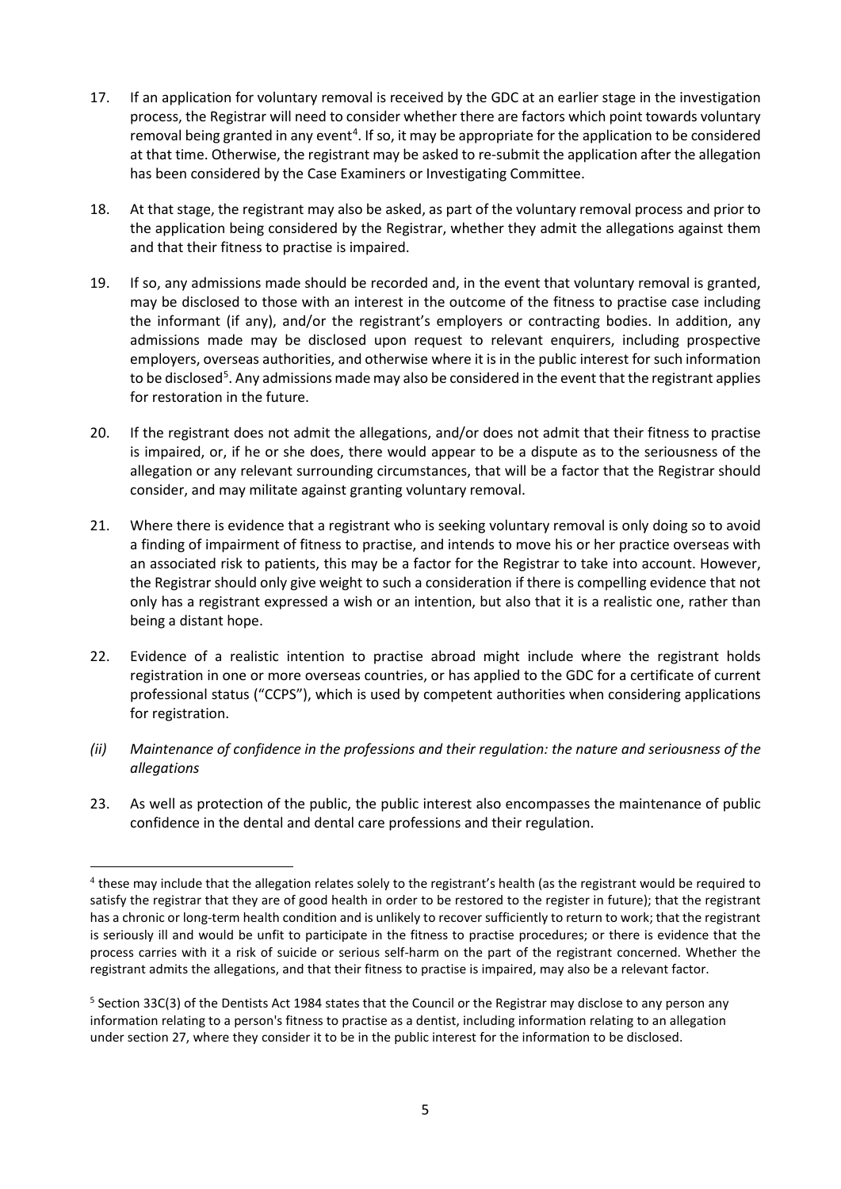17. If an application for voluntary removal is received by the GDC at an earlier stage in the investigation process, the Registrar will need to consider whether there are factors which point towards voluntary removal being granted in any event[4]. If so, it may be appropriate for the application to be considered at that time. Otherwise, the registrant may be asked to re-submit the application after the allegation has been considered by the Case Examiners or Investigating Committee.

18. At that stage, the registrant may also be asked, as part of the voluntary removal process and prior to the application being considered by the Registrar, whether they admit the allegations against them and that their fitness to practise is impaired.

19. If so, any admissions made should be recorded and, in the event that voluntary removal is granted, may be disclosed to those with an interest in the outcome of the fitness to practise case including the informant (if any), and/or the registrant's employers or contracting bodies. In addition, any admissions made may be disclosed upon request to relevant enquirers, including prospective employers, overseas authorities, and otherwise where it is in the public interest for such information to be disclosed[5]. Any admissions made may also be considered in the event that the registrant applies for restoration in the future.

20. If the registrant does not admit the allegations, and/or does not admit that their fitness to practise is impaired, or, if he or she does, there would appear to be a dispute as to the seriousness of the allegation or any relevant surrounding circumstances, that will be a factor that the Registrar should consider, and may militate against granting voluntary removal.

21. Where there is evidence that a registrant who is seeking voluntary removal is only doing so to avoid a finding of impairment of fitness to practise, and intends to move his or her practice overseas with an associated risk to patients, this may be a factor for the Registrar to take into account. However, the Registrar should only give weight to such a consideration if there is compelling evidence that not only has a registrant expressed a wish or an intention, but also that it is a realistic one, rather than being a distant hope.

22. Evidence of a realistic intention to practise abroad might include where the registrant holds registration in one or more overseas countries, or has applied to the GDC for a certificate of current professional status ("CCPS"), which is used by competent authorities when considering applications for registration.

*(ii) Maintenance of confidence in the professions and their regulation: the nature and seriousness of the allegations*

23. As well as protection of the public, the public interest also encompasses the maintenance of public confidence in the dental and dental care professions and their regulation.

---

[4] these may include that the allegation relates solely to the registrant's health (as the registrant would be required to satisfy the registrar that they are of good health in order to be restored to the register in future); that the registrant has a chronic or long-term health condition and is unlikely to recover sufficiently to return to work; that the registrant is seriously ill and would be unfit to participate in the fitness to practise procedures; or there is evidence that the process carries with it a risk of suicide or serious self-harm on the part of the registrant concerned. Whether the registrant admits the allegations, and that their fitness to practise is impaired, may also be a relevant factor.

[5] Section 33C(3) of the Dentists Act 1984 states that the Council or the Registrar may disclose to any person any information relating to a person's fitness to practise as a dentist, including information relating to an allegation under section 27, where they consider it to be in the public interest for the information to be disclosed.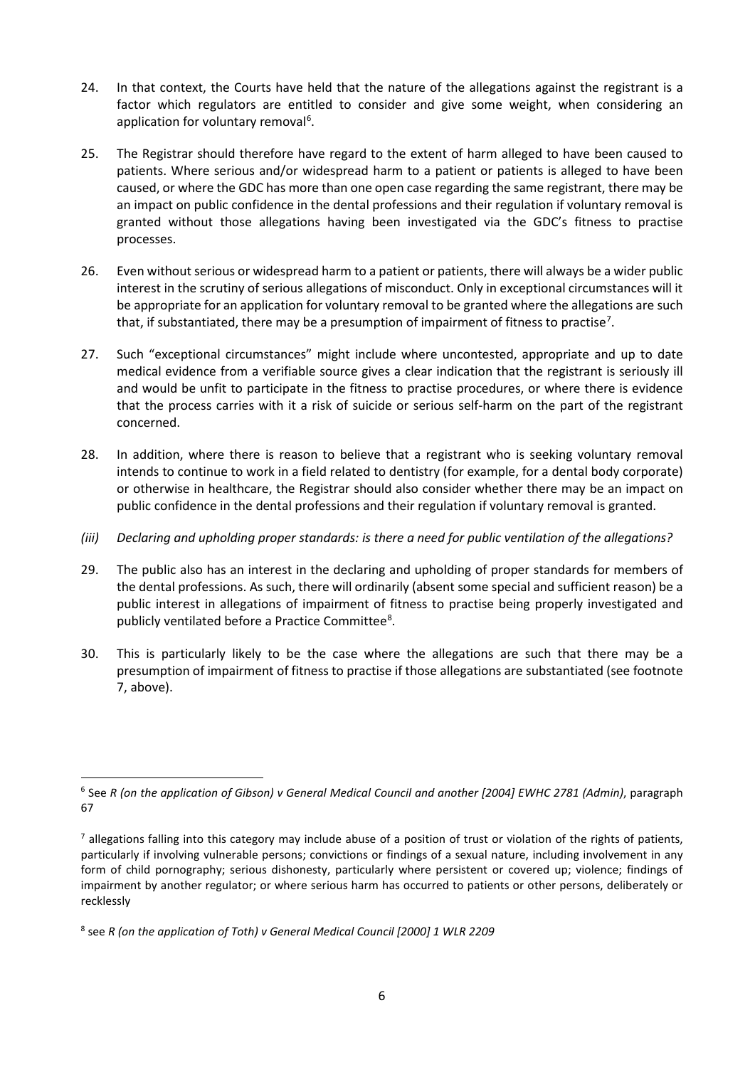24. In that context, the Courts have held that the nature of the allegations against the registrant is a factor which regulators are entitled to consider and give some weight, when considering an application for voluntary removal[6].

25. The Registrar should therefore have regard to the extent of harm alleged to have been caused to patients. Where serious and/or widespread harm to a patient or patients is alleged to have been caused, or where the GDC has more than one open case regarding the same registrant, there may be an impact on public confidence in the dental professions and their regulation if voluntary removal is granted without those allegations having been investigated via the GDC's fitness to practise processes.

26. Even without serious or widespread harm to a patient or patients, there will always be a wider public interest in the scrutiny of serious allegations of misconduct. Only in exceptional circumstances will it be appropriate for an application for voluntary removal to be granted where the allegations are such that, if substantiated, there may be a presumption of impairment of fitness to practise[7].

27. Such "exceptional circumstances" might include where uncontested, appropriate and up to date medical evidence from a verifiable source gives a clear indication that the registrant is seriously ill and would be unfit to participate in the fitness to practise procedures, or where there is evidence that the process carries with it a risk of suicide or serious self-harm on the part of the registrant concerned.

28. In addition, where there is reason to believe that a registrant who is seeking voluntary removal intends to continue to work in a field related to dentistry (for example, for a dental body corporate) or otherwise in healthcare, the Registrar should also consider whether there may be an impact on public confidence in the dental professions and their regulation if voluntary removal is granted.

*(iii) Declaring and upholding proper standards: is there a need for public ventilation of the allegations?*

29. The public also has an interest in the declaring and upholding of proper standards for members of the dental professions. As such, there will ordinarily (absent some special and sufficient reason) be a public interest in allegations of impairment of fitness to practise being properly investigated and publicly ventilated before a Practice Committee[8].

30. This is particularly likely to be the case where the allegations are such that there may be a presumption of impairment of fitness to practise if those allegations are substantiated (see footnote 7, above).

---

[6] See *R (on the application of Gibson) v General Medical Council and another [2004] EWHC 2781 (Admin)*, paragraph 67

[7] allegations falling into this category may include abuse of a position of trust or violation of the rights of patients, particularly if involving vulnerable persons; convictions or findings of a sexual nature, including involvement in any form of child pornography; serious dishonesty, particularly where persistent or covered up; violence; findings of impairment by another regulator; or where serious harm has occurred to patients or other persons, deliberately or recklessly

[8] see *R (on the application of Toth) v General Medical Council [2000] 1 WLR 2209*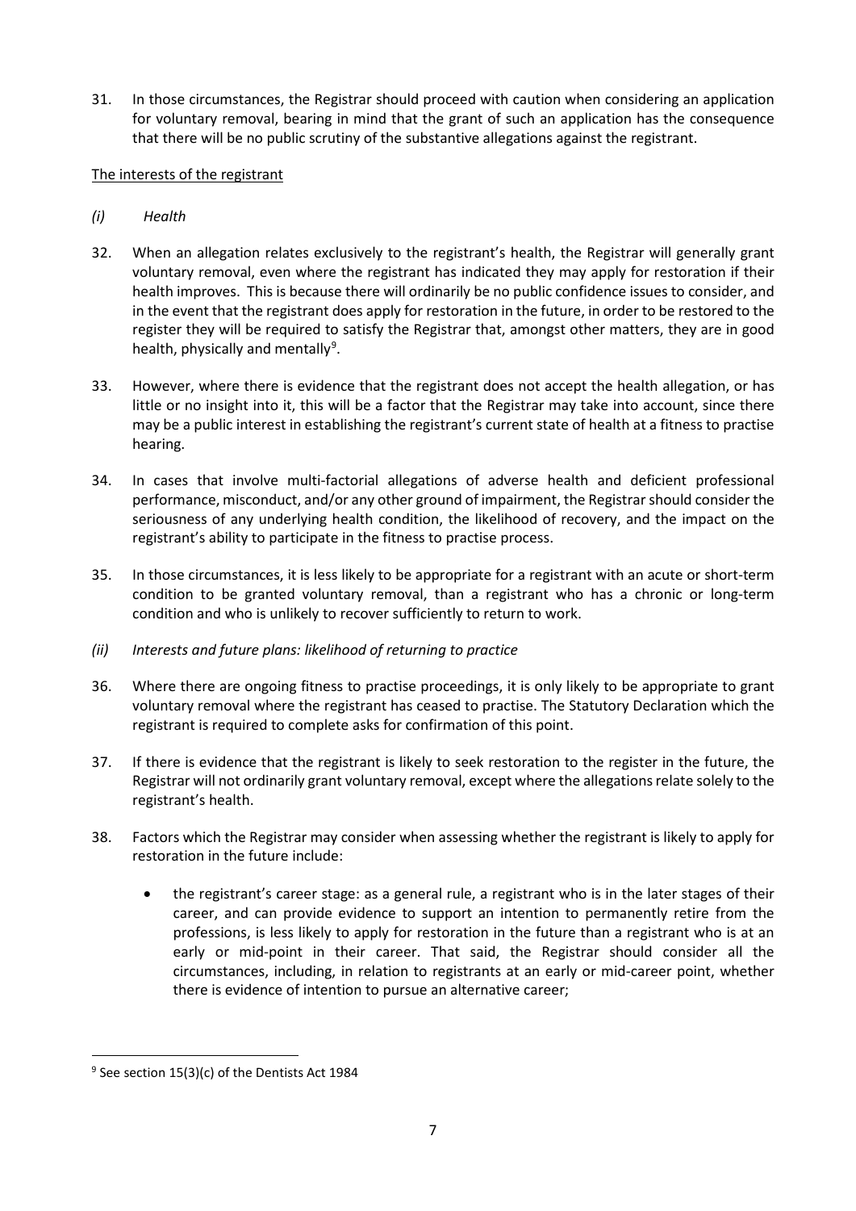31. In those circumstances, the Registrar should proceed with caution when considering an application for voluntary removal, bearing in mind that the grant of such an application has the consequence that there will be no public scrutiny of the substantive allegations against the registrant.

<u>The interests of the registrant</u>

*(i) Health*

32. When an allegation relates exclusively to the registrant's health, the Registrar will generally grant voluntary removal, even where the registrant has indicated they may apply for restoration if their health improves. This is because there will ordinarily be no public confidence issues to consider, and in the event that the registrant does apply for restoration in the future, in order to be restored to the register they will be required to satisfy the Registrar that, amongst other matters, they are in good health, physically and mentally[9].

33. However, where there is evidence that the registrant does not accept the health allegation, or has little or no insight into it, this will be a factor that the Registrar may take into account, since there may be a public interest in establishing the registrant's current state of health at a fitness to practise hearing.

34. In cases that involve multi-factorial allegations of adverse health and deficient professional performance, misconduct, and/or any other ground of impairment, the Registrar should consider the seriousness of any underlying health condition, the likelihood of recovery, and the impact on the registrant's ability to participate in the fitness to practise process.

35. In those circumstances, it is less likely to be appropriate for a registrant with an acute or short-term condition to be granted voluntary removal, than a registrant who has a chronic or long-term condition and who is unlikely to recover sufficiently to return to work.

*(ii) Interests and future plans: likelihood of returning to practice*

36. Where there are ongoing fitness to practise proceedings, it is only likely to be appropriate to grant voluntary removal where the registrant has ceased to practise. The Statutory Declaration which the registrant is required to complete asks for confirmation of this point.

37. If there is evidence that the registrant is likely to seek restoration to the register in the future, the Registrar will not ordinarily grant voluntary removal, except where the allegations relate solely to the registrant's health.

38. Factors which the Registrar may consider when assessing whether the registrant is likely to apply for restoration in the future include:

    - the registrant's career stage: as a general rule, a registrant who is in the later stages of their career, and can provide evidence to support an intention to permanently retire from the professions, is less likely to apply for restoration in the future than a registrant who is at an early or mid-point in their career. That said, the Registrar should consider all the circumstances, including, in relation to registrants at an early or mid-career point, whether there is evidence of intention to pursue an alternative career;

---

[9] See section 15(3)(c) of the Dentists Act 1984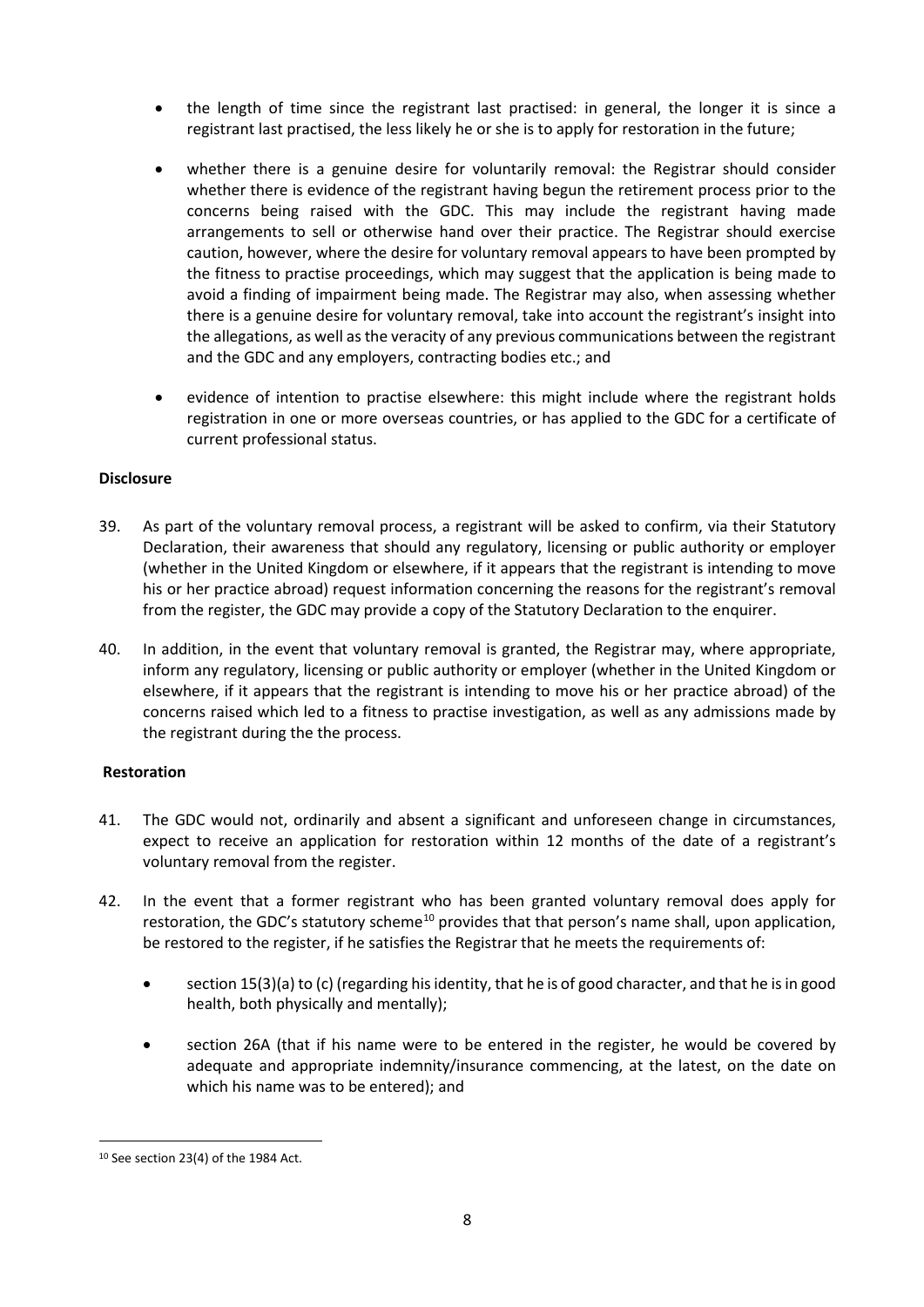- the length of time since the registrant last practised: in general, the longer it is since a registrant last practised, the less likely he or she is to apply for restoration in the future;
- whether there is a genuine desire for voluntarily removal: the Registrar should consider whether there is evidence of the registrant having begun the retirement process prior to the concerns being raised with the GDC. This may include the registrant having made arrangements to sell or otherwise hand over their practice. The Registrar should exercise caution, however, where the desire for voluntary removal appears to have been prompted by the fitness to practise proceedings, which may suggest that the application is being made to avoid a finding of impairment being made. The Registrar may also, when assessing whether there is a genuine desire for voluntary removal, take into account the registrant's insight into the allegations, as well as the veracity of any previous communications between the registrant and the GDC and any employers, contracting bodies etc.; and
- evidence of intention to practise elsewhere: this might include where the registrant holds registration in one or more overseas countries, or has applied to the GDC for a certificate of current professional status.

**Disclosure**

39. As part of the voluntary removal process, a registrant will be asked to confirm, via their Statutory Declaration, their awareness that should any regulatory, licensing or public authority or employer (whether in the United Kingdom or elsewhere, if it appears that the registrant is intending to move his or her practice abroad) request information concerning the reasons for the registrant's removal from the register, the GDC may provide a copy of the Statutory Declaration to the enquirer.

40. In addition, in the event that voluntary removal is granted, the Registrar may, where appropriate, inform any regulatory, licensing or public authority or employer (whether in the United Kingdom or elsewhere, if it appears that the registrant is intending to move his or her practice abroad) of the concerns raised which led to a fitness to practise investigation, as well as any admissions made by the registrant during the the process.

**Restoration**

41. The GDC would not, ordinarily and absent a significant and unforeseen change in circumstances, expect to receive an application for restoration within 12 months of the date of a registrant's voluntary removal from the register.

42. In the event that a former registrant who has been granted voluntary removal does apply for restoration, the GDC's statutory scheme[10] provides that that person's name shall, upon application, be restored to the register, if he satisfies the Registrar that he meets the requirements of:

    - section 15(3)(a) to (c) (regarding his identity, that he is of good character, and that he is in good health, both physically and mentally);
    - section 26A (that if his name were to be entered in the register, he would be covered by adequate and appropriate indemnity/insurance commencing, at the latest, on the date on which his name was to be entered); and

[10] See section 23(4) of the 1984 Act.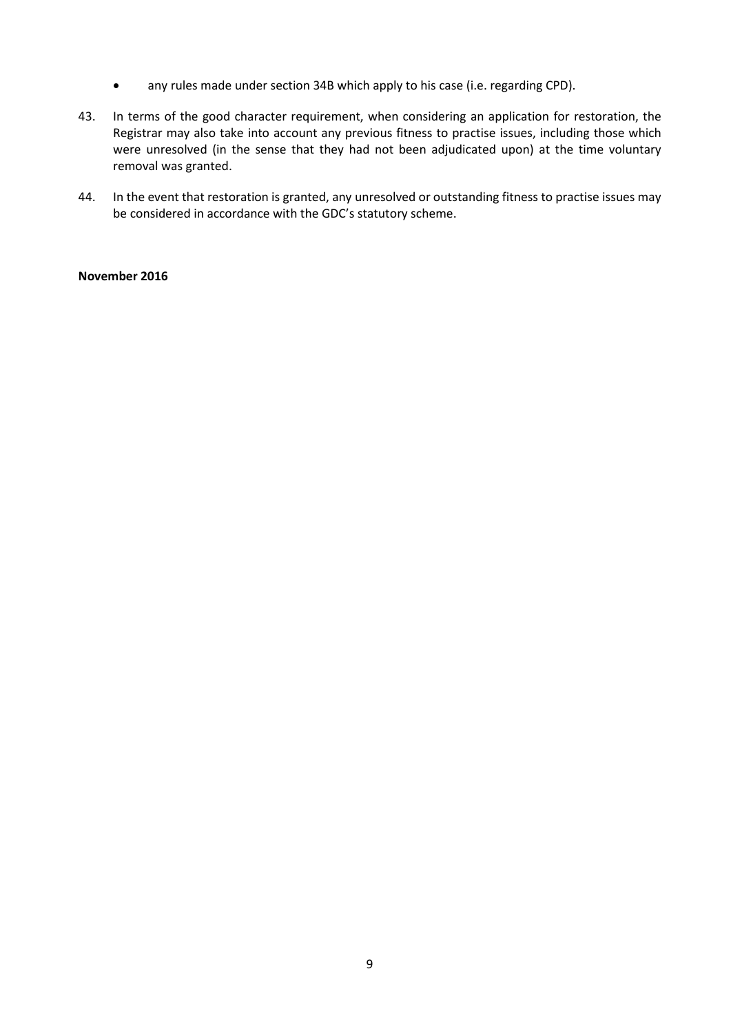- any rules made under section 34B which apply to his case (i.e. regarding CPD).

43. In terms of the good character requirement, when considering an application for restoration, the Registrar may also take into account any previous fitness to practise issues, including those which were unresolved (in the sense that they had not been adjudicated upon) at the time voluntary removal was granted.

44. In the event that restoration is granted, any unresolved or outstanding fitness to practise issues may be considered in accordance with the GDC's statutory scheme.

**November 2016**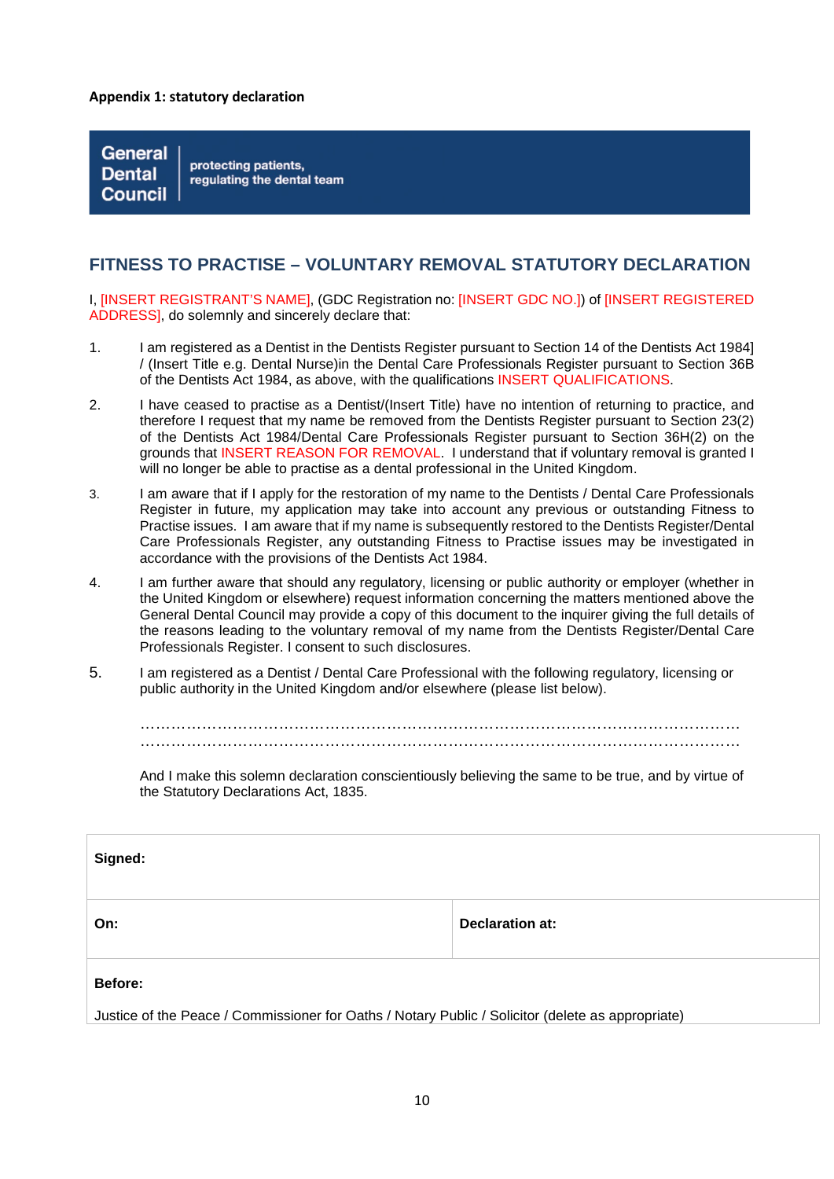**Appendix 1: statutory declaration**

General Dental Council | protecting patients, regulating the dental team

## FITNESS TO PRACTISE – VOLUNTARY REMOVAL STATUTORY DECLARATION

I, [INSERT REGISTRANT'S NAME], (GDC Registration no: [INSERT GDC NO.]) of [INSERT REGISTERED ADDRESS], do solemnly and sincerely declare that:

1. I am registered as a Dentist in the Dentists Register pursuant to Section 14 of the Dentists Act 1984] / (Insert Title e.g. Dental Nurse)in the Dental Care Professionals Register pursuant to Section 36B of the Dentists Act 1984, as above, with the qualifications INSERT QUALIFICATIONS.

2. I have ceased to practise as a Dentist/(Insert Title) have no intention of returning to practice, and therefore I request that my name be removed from the Dentists Register pursuant to Section 23(2) of the Dentists Act 1984/Dental Care Professionals Register pursuant to Section 36H(2) on the grounds that INSERT REASON FOR REMOVAL. I understand that if voluntary removal is granted I will no longer be able to practise as a dental professional in the United Kingdom.

3. I am aware that if I apply for the restoration of my name to the Dentists / Dental Care Professionals Register in future, my application may take into account any previous or outstanding Fitness to Practise issues. I am aware that if my name is subsequently restored to the Dentists Register/Dental Care Professionals Register, any outstanding Fitness to Practise issues may be investigated in accordance with the provisions of the Dentists Act 1984.

4. I am further aware that should any regulatory, licensing or public authority or employer (whether in the United Kingdom or elsewhere) request information concerning the matters mentioned above the General Dental Council may provide a copy of this document to the inquirer giving the full details of the reasons leading to the voluntary removal of my name from the Dentists Register/Dental Care Professionals Register. I consent to such disclosures.

5. I am registered as a Dentist / Dental Care Professional with the following regulatory, licensing or public authority in the United Kingdom and/or elsewhere (please list below).

   …………………………………………………………………………………………………………
   …………………………………………………………………………………………………………

   And I make this solemn declaration conscientiously believing the same to be true, and by virtue of the Statutory Declarations Act, 1835.

| | |
|---|---|
| **Signed:** | |
| **On:** | **Declaration at:** |
| **Before:**<br><br>Justice of the Peace / Commissioner for Oaths / Notary Public / Solicitor (delete as appropriate) | |